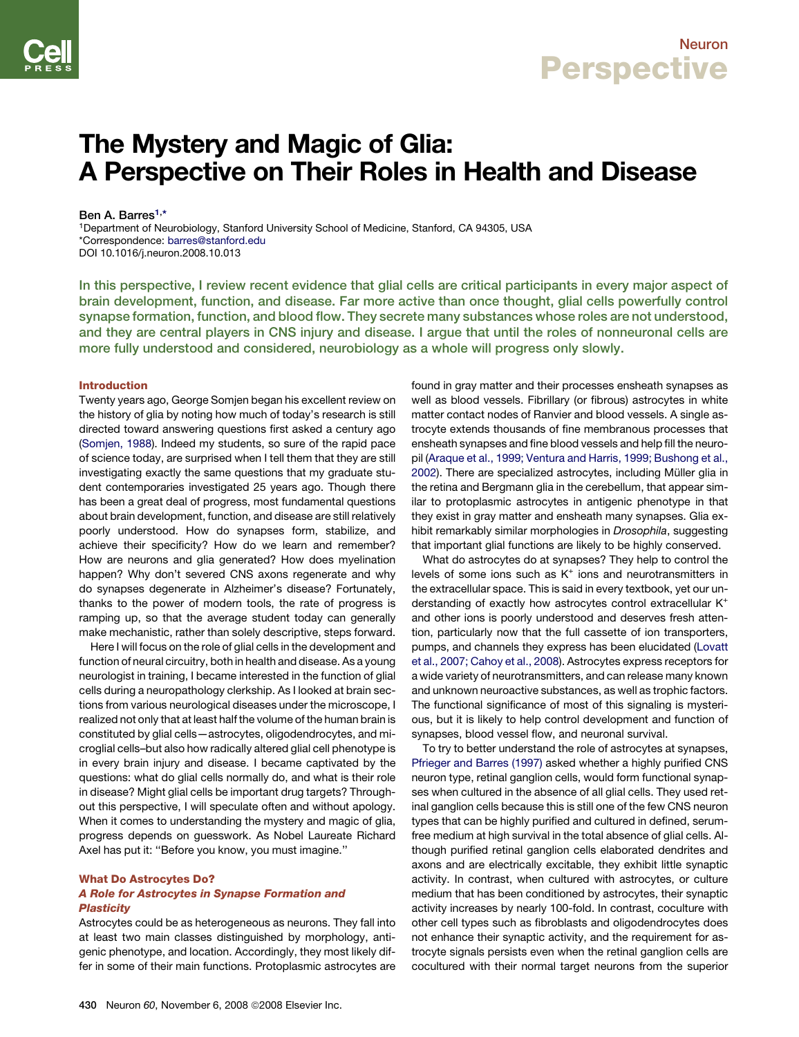# The Mystery and Magic of Glia: A Perspective on Their Roles in Health and Disease

Ben A. Barres[1,*]

[1]Department of Neurobiology, Stanford University School of Medicine, Stanford, CA 94305, USA
*Correspondence: barres@stanford.edu
DOI 10.1016/j.neuron.2008.10.013

**In this perspective, I review recent evidence that glial cells are critical participants in every major aspect of brain development, function, and disease. Far more active than once thought, glial cells powerfully control synapse formation, function, and blood flow. They secrete many substances whose roles are not understood, and they are central players in CNS injury and disease. I argue that until the roles of nonneuronal cells are more fully understood and considered, neurobiology as a whole will progress only slowly.**

## Introduction

Twenty years ago, George Somjen began his excellent review on the history of glia by noting how much of today's research is still directed toward answering questions first asked a century ago (Somjen, 1988). Indeed my students, so sure of the rapid pace of science today, are surprised when I tell them that they are still investigating exactly the same questions that my graduate student contemporaries investigated 25 years ago. Though there has been a great deal of progress, most fundamental questions about brain development, function, and disease are still relatively poorly understood. How do synapses form, stabilize, and achieve their specificity? How do we learn and remember? How are neurons and glia generated? How does myelination happen? Why don't severed CNS axons regenerate and why do synapses degenerate in Alzheimer's disease? Fortunately, thanks to the power of modern tools, the rate of progress is ramping up, so that the average student today can generally make mechanistic, rather than solely descriptive, steps forward.

Here I will focus on the role of glial cells in the development and function of neural circuitry, both in health and disease. As a young neurologist in training, I became interested in the function of glial cells during a neuropathology clerkship. As I looked at brain sections from various neurological diseases under the microscope, I realized not only that at least half the volume of the human brain is constituted by glial cells—astrocytes, oligodendrocytes, and microglial cells–but also how radically altered glial cell phenotype is in every brain injury and disease. I became captivated by the questions: what do glial cells normally do, and what is their role in disease? Might glial cells be important drug targets? Throughout this perspective, I will speculate often and without apology. When it comes to understanding the mystery and magic of glia, progress depends on guesswork. As Nobel Laureate Richard Axel has put it: "Before you know, you must imagine."

## What Do Astrocytes Do?

### *A Role for Astrocytes in Synapse Formation and Plasticity*

Astrocytes could be as heterogeneous as neurons. They fall into at least two main classes distinguished by morphology, antigenic phenotype, and location. Accordingly, they most likely differ in some of their main functions. Protoplasmic astrocytes are found in gray matter and their processes ensheath synapses as well as blood vessels. Fibrillary (or fibrous) astrocytes in white matter contact nodes of Ranvier and blood vessels. A single astrocyte extends thousands of fine membranous processes that ensheath synapses and fine blood vessels and help fill the neuropil (Araque et al., 1999; Ventura and Harris, 1999; Bushong et al., 2002). There are specialized astrocytes, including Müller glia in the retina and Bergmann glia in the cerebellum, that appear similar to protoplasmic astrocytes in antigenic phenotype in that they exist in gray matter and ensheath many synapses. Glia exhibit remarkably similar morphologies in *Drosophila*, suggesting that important glial functions are likely to be highly conserved.

What do astrocytes do at synapses? They help to control the levels of some ions such as $K^+$ ions and neurotransmitters in the extracellular space. This is said in every textbook, yet our understanding of exactly how astrocytes control extracellular $K^+$ and other ions is poorly understood and deserves fresh attention, particularly now that the full cassette of ion transporters, pumps, and channels they express has been elucidated (Lovatt et al., 2007; Cahoy et al., 2008). Astrocytes express receptors for a wide variety of neurotransmitters, and can release many known and unknown neuroactive substances, as well as trophic factors. The functional significance of most of this signaling is mysterious, but it is likely to help control development and function of synapses, blood vessel flow, and neuronal survival.

To try to better understand the role of astrocytes at synapses, Pfrieger and Barres (1997) asked whether a highly purified CNS neuron type, retinal ganglion cells, would form functional synapses when cultured in the absence of all glial cells. They used retinal ganglion cells because this is still one of the few CNS neuron types that can be highly purified and cultured in defined, serum-free medium at high survival in the total absence of glial cells. Although purified retinal ganglion cells elaborated dendrites and axons and are electrically excitable, they exhibit little synaptic activity. In contrast, when cultured with astrocytes, or culture medium that has been conditioned by astrocytes, their synaptic activity increases by nearly 100-fold. In contrast, coculture with other cell types such as fibroblasts and oligodendrocytes does not enhance their synaptic activity, and the requirement for astrocyte signals persists even when the retinal ganglion cells are cocultured with their normal target neurons from the superior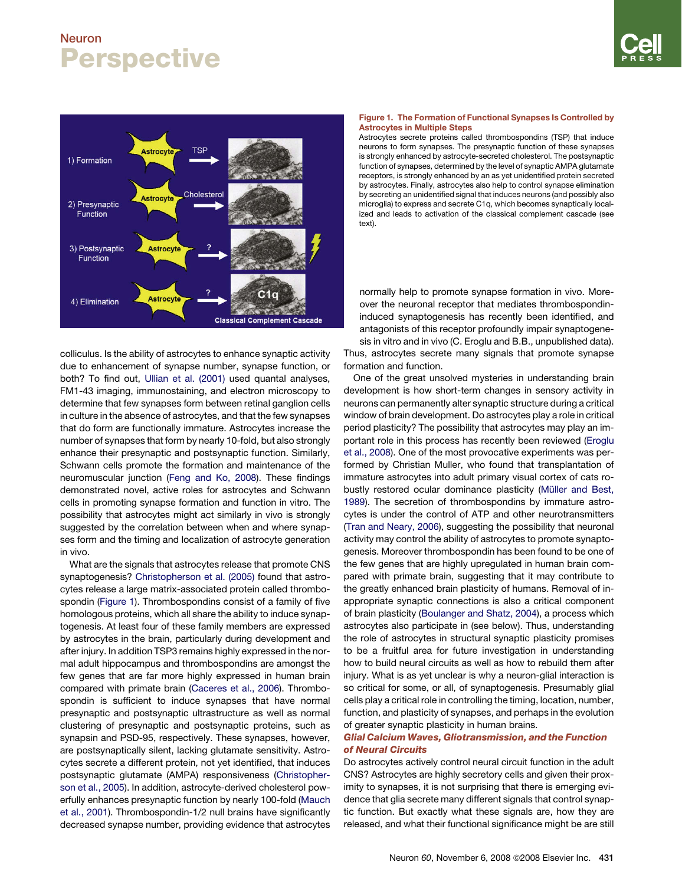1) Formation

Astrocyte

TSP

2) Presynaptic Function

Astrocyte

Cholesterol

3) Postsynaptic Function

Astrocyte

?

4) Elimination

Astrocyte

?

C1q

Classical Complement Cascade

**Figure 1. The Formation of Functional Synapses Is Controlled by Astrocytes in Multiple Steps**

Astrocytes secrete proteins called thrombospondins (TSP) that induce neurons to form synapses. The presynaptic function of these synapses is strongly enhanced by astrocyte-secreted cholesterol. The postsynaptic function of synapses, determined by the level of synaptic AMPA glutamate receptors, is strongly enhanced by an as yet unidentified protein secreted by astrocytes. Finally, astrocytes also help to control synapse elimination by secreting an unidentified signal that induces neurons (and possibly also microglia) to express and secrete C1q, which becomes synaptically localized and leads to activation of the classical complement cascade (see text).

colliculus. Is the ability of astrocytes to enhance synaptic activity due to enhancement of synapse number, synapse function, or both? To find out, Ullian et al. (2001) used quantal analyses, FM1-43 imaging, immunostaining, and electron microscopy to determine that few synapses form between retinal ganglion cells in culture in the absence of astrocytes, and that the few synapses that do form are functionally immature. Astrocytes increase the number of synapses that form by nearly 10-fold, but also strongly enhance their presynaptic and postsynaptic function. Similarly, Schwann cells promote the formation and maintenance of the neuromuscular junction (Feng and Ko, 2008). These findings demonstrated novel, active roles for astrocytes and Schwann cells in promoting synapse formation and function in vitro. The possibility that astrocytes might act similarly in vivo is strongly suggested by the correlation between when and where synapses form and the timing and localization of astrocyte generation in vivo.

What are the signals that astrocytes release that promote CNS synaptogenesis? Christopherson et al. (2005) found that astrocytes release a large matrix-associated protein called thrombospondin (Figure 1). Thrombospondins consist of a family of five homologous proteins, which all share the ability to induce synaptogenesis. At least four of these family members are expressed by astrocytes in the brain, particularly during development and after injury. In addition TSP3 remains highly expressed in the normal adult hippocampus and thrombospondins are amongst the few genes that are far more highly expressed in human brain compared with primate brain (Caceres et al., 2006). Thrombospondin is sufficient to induce synapses that have normal presynaptic and postsynaptic ultrastructure as well as normal clustering of presynaptic and postsynaptic proteins, such as synapsin and PSD-95, respectively. These synapses, however, are postsynaptically silent, lacking glutamate sensitivity. Astrocytes secrete a different protein, not yet identified, that induces postsynaptic glutamate (AMPA) responsiveness (Christopherson et al., 2005). In addition, astrocyte-derived cholesterol powerfully enhances presynaptic function by nearly 100-fold (Mauch et al., 2001). Thrombospondin-1/2 null brains have significantly decreased synapse number, providing evidence that astrocytes normally help to promote synapse formation in vivo. Moreover the neuronal receptor that mediates thrombospondin-induced synaptogenesis has recently been identified, and antagonists of this receptor profoundly impair synaptogenesis in vitro and in vivo (C. Eroglu and B.B., unpublished data). Thus, astrocytes secrete many signals that promote synapse formation and function.

One of the great unsolved mysteries in understanding brain development is how short-term changes in sensory activity in neurons can permanently alter synaptic structure during a critical window of brain development. Do astrocytes play a role in critical period plasticity? The possibility that astrocytes may play an important role in this process has recently been reviewed (Eroglu et al., 2008). One of the most provocative experiments was performed by Christian Muller, who found that transplantation of immature astrocytes into adult primary visual cortex of cats robustly restored ocular dominance plasticity (Müller and Best, 1989). The secretion of thrombospondins by immature astrocytes is under the control of ATP and other neurotransmitters (Tran and Neary, 2006), suggesting the possibility that neuronal activity may control the ability of astrocytes to promote synaptogenesis. Moreover thrombospondin has been found to be one of the few genes that are highly upregulated in human brain compared with primate brain, suggesting that it may contribute to the greatly enhanced brain plasticity of humans. Removal of inappropriate synaptic connections is also a critical component of brain plasticity (Boulanger and Shatz, 2004), a process which astrocytes also participate in (see below). Thus, understanding the role of astrocytes in structural synaptic plasticity promises to be a fruitful area for future investigation in understanding how to build neural circuits as well as how to rebuild them after injury. What is as yet unclear is why a neuron-glial interaction is so critical for some, or all, of synaptogenesis. Presumably glial cells play a critical role in controlling the timing, location, number, function, and plasticity of synapses, and perhaps in the evolution of greater synaptic plasticity in human brains.

## Glial Calcium Waves, Gliotransmission, and the Function of Neural Circuits

Do astrocytes actively control neural circuit function in the adult CNS? Astrocytes are highly secretory cells and given their proximity to synapses, it is not surprising that there is emerging evidence that glia secrete many different signals that control synaptic function. But exactly what these signals are, how they are released, and what their functional significance might be are still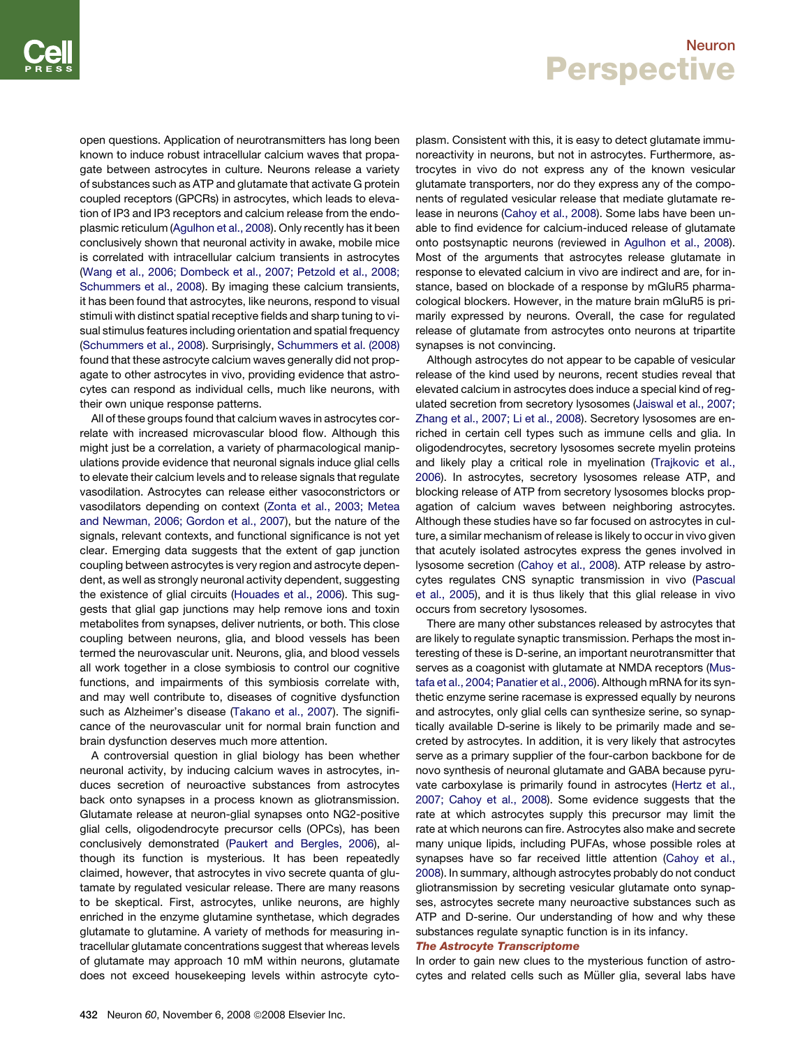open questions. Application of neurotransmitters has long been known to induce robust intracellular calcium waves that propagate between astrocytes in culture. Neurons release a variety of substances such as ATP and glutamate that activate G protein coupled receptors (GPCRs) in astrocytes, which leads to elevation of IP3 and IP3 receptors and calcium release from the endoplasmic reticulum (Agulhon et al., 2008). Only recently has it been conclusively shown that neuronal activity in awake, mobile mice is correlated with intracellular calcium transients in astrocytes (Wang et al., 2006; Dombeck et al., 2007; Petzold et al., 2008; Schummers et al., 2008). By imaging these calcium transients, it has been found that astrocytes, like neurons, respond to visual stimuli with distinct spatial receptive fields and sharp tuning to visual stimulus features including orientation and spatial frequency (Schummers et al., 2008). Surprisingly, Schummers et al. (2008) found that these astrocyte calcium waves generally did not propagate to other astrocytes in vivo, providing evidence that astrocytes can respond as individual cells, much like neurons, with their own unique response patterns.

All of these groups found that calcium waves in astrocytes correlate with increased microvascular blood flow. Although this might just be a correlation, a variety of pharmacological manipulations provide evidence that neuronal signals induce glial cells to elevate their calcium levels and to release signals that regulate vasodilation. Astrocytes can release either vasoconstrictors or vasodilators depending on context (Zonta et al., 2003; Metea and Newman, 2006; Gordon et al., 2007), but the nature of the signals, relevant contexts, and functional significance is not yet clear. Emerging data suggests that the extent of gap junction coupling between astrocytes is very region and astrocyte dependent, as well as strongly neuronal activity dependent, suggesting the existence of glial circuits (Houades et al., 2006). This suggests that glial gap junctions may help remove ions and toxin metabolites from synapses, deliver nutrients, or both. This close coupling between neurons, glia, and blood vessels has been termed the neurovascular unit. Neurons, glia, and blood vessels all work together in a close symbiosis to control our cognitive functions, and impairments of this symbiosis correlate with, and may well contribute to, diseases of cognitive dysfunction such as Alzheimer's disease (Takano et al., 2007). The significance of the neurovascular unit for normal brain function and brain dysfunction deserves much more attention.

A controversial question in glial biology has been whether neuronal activity, by inducing calcium waves in astrocytes, induces secretion of neuroactive substances from astrocytes back onto synapses in a process known as gliotransmission. Glutamate release at neuron-glial synapses onto NG2-positive glial cells, oligodendrocyte precursor cells (OPCs), has been conclusively demonstrated (Paukert and Bergles, 2006), although its function is mysterious. It has been repeatedly claimed, however, that astrocytes in vivo secrete quanta of glutamate by regulated vesicular release. There are many reasons to be skeptical. First, astrocytes, unlike neurons, are highly enriched in the enzyme glutamine synthetase, which degrades glutamate to glutamine. A variety of methods for measuring intracellular glutamate concentrations suggest that whereas levels of glutamate may approach 10 mM within neurons, glutamate does not exceed housekeeping levels within astrocyte cytoplasm. Consistent with this, it is easy to detect glutamate immunoreactivity in neurons, but not in astrocytes. Furthermore, astrocytes in vivo do not express any of the known vesicular glutamate transporters, nor do they express any of the components of regulated vesicular release that mediate glutamate release in neurons (Cahoy et al., 2008). Some labs have been unable to find evidence for calcium-induced release of glutamate onto postsynaptic neurons (reviewed in Agulhon et al., 2008). Most of the arguments that astrocytes release glutamate in response to elevated calcium in vivo are indirect and are, for instance, based on blockade of a response by mGluR5 pharmacological blockers. However, in the mature brain mGluR5 is primarily expressed by neurons. Overall, the case for regulated release of glutamate from astrocytes onto neurons at tripartite synapses is not convincing.

Although astrocytes do not appear to be capable of vesicular release of the kind used by neurons, recent studies reveal that elevated calcium in astrocytes does induce a special kind of regulated secretion from secretory lysosomes (Jaiswal et al., 2007; Zhang et al., 2007; Li et al., 2008). Secretory lysosomes are enriched in certain cell types such as immune cells and glia. In oligodendrocytes, secretory lysosomes secrete myelin proteins and likely play a critical role in myelination (Trajkovic et al., 2006). In astrocytes, secretory lysosomes release ATP, and blocking release of ATP from secretory lysosomes blocks propagation of calcium waves between neighboring astrocytes. Although these studies have so far focused on astrocytes in culture, a similar mechanism of release is likely to occur in vivo given that acutely isolated astrocytes express the genes involved in lysosome secretion (Cahoy et al., 2008). ATP release by astrocytes regulates CNS synaptic transmission in vivo (Pascual et al., 2005), and it is thus likely that this glial release in vivo occurs from secretory lysosomes.

There are many other substances released by astrocytes that are likely to regulate synaptic transmission. Perhaps the most interesting of these is D-serine, an important neurotransmitter that serves as a coagonist with glutamate at NMDA receptors (Mustafa et al., 2004; Panatier et al., 2006). Although mRNA for its synthetic enzyme serine racemase is expressed equally by neurons and astrocytes, only glial cells can synthesize serine, so synaptically available D-serine is likely to be primarily made and secreted by astrocytes. In addition, it is very likely that astrocytes serve as a primary supplier of the four-carbon backbone for de novo synthesis of neuronal glutamate and GABA because pyruvate carboxylase is primarily found in astrocytes (Hertz et al., 2007; Cahoy et al., 2008). Some evidence suggests that the rate at which astrocytes supply this precursor may limit the rate at which neurons can fire. Astrocytes also make and secrete many unique lipids, including PUFAs, whose possible roles at synapses have so far received little attention (Cahoy et al., 2008). In summary, although astrocytes probably do not conduct gliotransmission by secreting vesicular glutamate onto synapses, astrocytes secrete many neuroactive substances such as ATP and D-serine. Our understanding of how and why these substances regulate synaptic function is in its infancy.

### *The Astrocyte Transcriptome*

In order to gain new clues to the mysterious function of astrocytes and related cells such as Müller glia, several labs have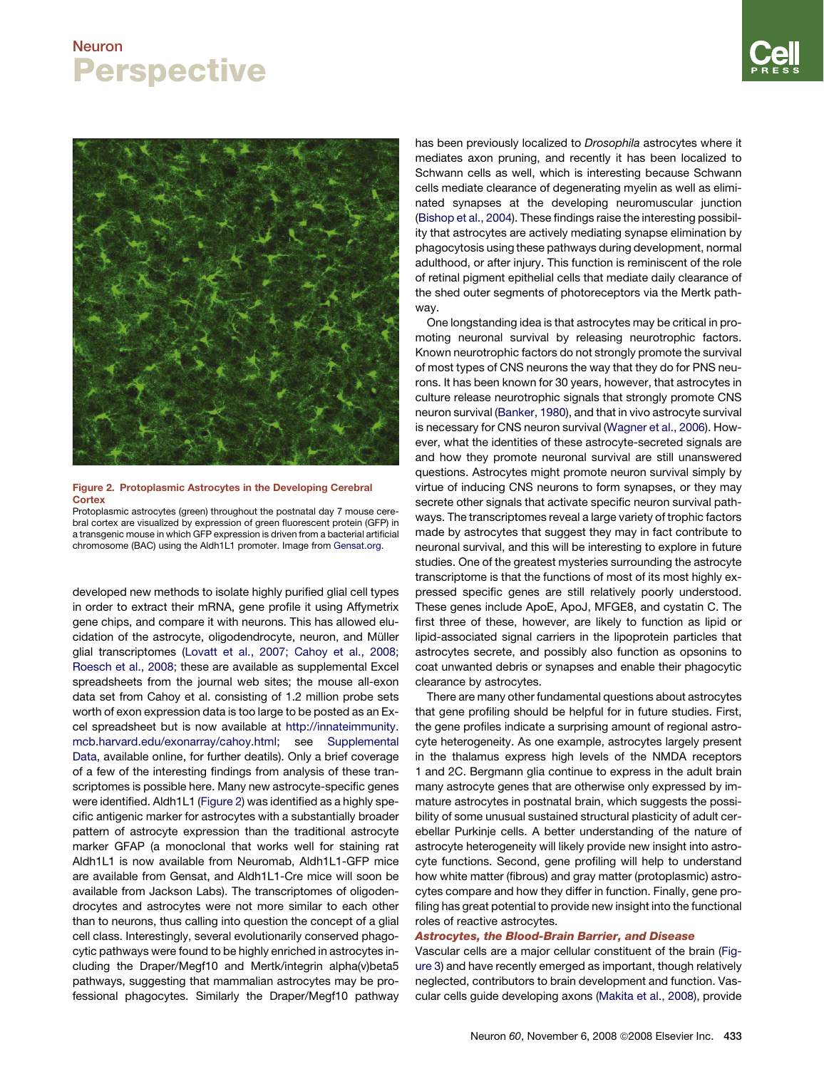Figure 2. Protoplasmic Astrocytes in the Developing Cerebral Cortex

Protoplasmic astrocytes (green) throughout the postnatal day 7 mouse cerebral cortex are visualized by expression of green fluorescent protein (GFP) in a transgenic mouse in which GFP expression is driven from a bacterial artificial chromosome (BAC) using the Aldh1L1 promoter. Image from Gensat.org.

developed new methods to isolate highly purified glial cell types in order to extract their mRNA, gene profile it using Affymetrix gene chips, and compare it with neurons. This has allowed elucidation of the astrocyte, oligodendrocyte, neuron, and Müller glial transcriptomes (Lovatt et al., 2007; Cahoy et al., 2008; Roesch et al., 2008; these are available as supplemental Excel spreadsheets from the journal web sites; the mouse all-exon data set from Cahoy et al. consisting of 1.2 million probe sets worth of exon expression data is too large to be posted as an Excel spreadsheet but is now available at http://innateimmunity.mcb.harvard.edu/exonarray/cahoy.html; see Supplemental Data, available online, for further deatils). Only a brief coverage of a few of the interesting findings from analysis of these transcriptomes is possible here. Many new astrocyte-specific genes were identified. Aldh1L1 (Figure 2) was identified as a highly specific antigenic marker for astrocytes with a substantially broader pattern of astrocyte expression than the traditional astrocyte marker GFAP (a monoclonal that works well for staining rat Aldh1L1 is now available from Neuromab, Aldh1L1-GFP mice are available from Gensat, and Aldh1L1-Cre mice will soon be available from Jackson Labs). The transcriptomes of oligodendrocytes and astrocytes were not more similar to each other than to neurons, thus calling into question the concept of a glial cell class. Interestingly, several evolutionarily conserved phagocytic pathways were found to be highly enriched in astrocytes including the Draper/Megf10 and Mertk/integrin alpha(v)beta5 pathways, suggesting that mammalian astrocytes may be professional phagocytes. Similarly the Draper/Megf10 pathway has been previously localized to *Drosophila* astrocytes where it mediates axon pruning, and recently it has been localized to Schwann cells as well, which is interesting because Schwann cells mediate clearance of degenerating myelin as well as eliminated synapses at the developing neuromuscular junction (Bishop et al., 2004). These findings raise the interesting possibility that astrocytes are actively mediating synapse elimination by phagocytosis using these pathways during development, normal adulthood, or after injury. This function is reminiscent of the role of retinal pigment epithelial cells that mediate daily clearance of the shed outer segments of photoreceptors via the Mertk pathway.

One longstanding idea is that astrocytes may be critical in promoting neuronal survival by releasing neurotrophic factors. Known neurotrophic factors do not strongly promote the survival of most types of CNS neurons the way that they do for PNS neurons. It has been known for 30 years, however, that astrocytes in culture release neurotrophic signals that strongly promote CNS neuron survival (Banker, 1980), and that in vivo astrocyte survival is necessary for CNS neuron survival (Wagner et al., 2006). However, what the identities of these astrocyte-secreted signals are and how they promote neuronal survival are still unanswered questions. Astrocytes might promote neuron survival simply by virtue of inducing CNS neurons to form synapses, or they may secrete other signals that activate specific neuron survival pathways. The transcriptomes reveal a large variety of trophic factors made by astrocytes that suggest they may in fact contribute to neuronal survival, and this will be interesting to explore in future studies. One of the greatest mysteries surrounding the astrocyte transcriptome is that the functions of most of its most highly expressed specific genes are still relatively poorly understood. These genes include ApoE, ApoJ, MFGE8, and cystatin C. The first three of these, however, are likely to function as lipid or lipid-associated signal carriers in the lipoprotein particles that astrocytes secrete, and possibly also function as opsonins to coat unwanted debris or synapses and enable their phagocytic clearance by astrocytes.

There are many other fundamental questions about astrocytes that gene profiling should be helpful for in future studies. First, the gene profiles indicate a surprising amount of regional astrocyte heterogeneity. As one example, astrocytes largely present in the thalamus express high levels of the NMDA receptors 1 and 2C. Bergmann glia continue to express in the adult brain many astrocyte genes that are otherwise only expressed by immature astrocytes in postnatal brain, which suggests the possibility of some unusual sustained structural plasticity of adult cerebellar Purkinje cells. A better understanding of the nature of astrocyte heterogeneity will likely provide new insight into astrocyte functions. Second, gene profiling will help to understand how white matter (fibrous) and gray matter (protoplasmic) astrocytes compare and how they differ in function. Finally, gene profiling has great potential to provide new insight into the functional roles of reactive astrocytes.

### *Astrocytes, the Blood-Brain Barrier, and Disease*

Vascular cells are a major cellular constituent of the brain (Figure 3) and have recently emerged as important, though relatively neglected, contributors to brain development and function. Vascular cells guide developing axons (Makita et al., 2008), provide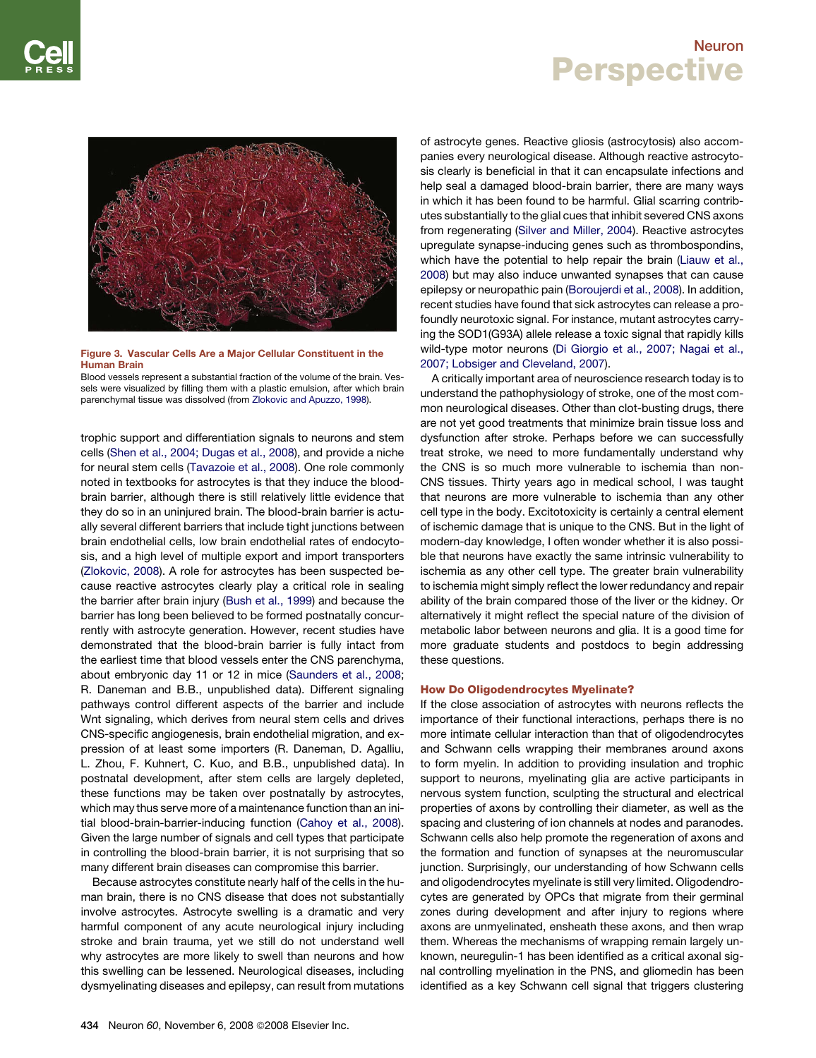**Figure 3. Vascular Cells Are a Major Cellular Constituent in the Human Brain**

Blood vessels represent a substantial fraction of the volume of the brain. Vessels were visualized by filling them with a plastic emulsion, after which brain parenchymal tissue was dissolved (from Zlokovic and Apuzzo, 1998).

trophic support and differentiation signals to neurons and stem cells (Shen et al., 2004; Dugas et al., 2008), and provide a niche for neural stem cells (Tavazoie et al., 2008). One role commonly noted in textbooks for astrocytes is that they induce the blood-brain barrier, although there is still relatively little evidence that they do so in an uninjured brain. The blood-brain barrier is actually several different barriers that include tight junctions between brain endothelial cells, low brain endothelial rates of endocytosis, and a high level of multiple export and import transporters (Zlokovic, 2008). A role for astrocytes has been suspected because reactive astrocytes clearly play a critical role in sealing the barrier after brain injury (Bush et al., 1999) and because the barrier has long been believed to be formed postnatally concurrently with astrocyte generation. However, recent studies have demonstrated that the blood-brain barrier is fully intact from the earliest time that blood vessels enter the CNS parenchyma, about embryonic day 11 or 12 in mice (Saunders et al., 2008; R. Daneman and B.B., unpublished data). Different signaling pathways control different aspects of the barrier and include Wnt signaling, which derives from neural stem cells and drives CNS-specific angiogenesis, brain endothelial migration, and expression of at least some importers (R. Daneman, D. Agalliu, L. Zhou, F. Kuhnert, C. Kuo, and B.B., unpublished data). In postnatal development, after stem cells are largely depleted, these functions may be taken over postnatally by astrocytes, which may thus serve more of a maintenance function than an initial blood-brain-barrier-inducing function (Cahoy et al., 2008). Given the large number of signals and cell types that participate in controlling the blood-brain barrier, it is not surprising that so many different brain diseases can compromise this barrier.

Because astrocytes constitute nearly half of the cells in the human brain, there is no CNS disease that does not substantially involve astrocytes. Astrocyte swelling is a dramatic and very harmful component of any acute neurological injury including stroke and brain trauma, yet we still do not understand well why astrocytes are more likely to swell than neurons and how this swelling can be lessened. Neurological diseases, including dysmyelinating diseases and epilepsy, can result from mutations of astrocyte genes. Reactive gliosis (astrocytosis) also accompanies every neurological disease. Although reactive astrocytosis clearly is beneficial in that it can encapsulate infections and help seal a damaged blood-brain barrier, there are many ways in which it has been found to be harmful. Glial scarring contributes substantially to the glial cues that inhibit severed CNS axons from regenerating (Silver and Miller, 2004). Reactive astrocytes upregulate synapse-inducing genes such as thrombospondins, which have the potential to help repair the brain (Liauw et al., 2008) but may also induce unwanted synapses that can cause epilepsy or neuropathic pain (Boroujerdi et al., 2008). In addition, recent studies have found that sick astrocytes can release a profoundly neurotoxic signal. For instance, mutant astrocytes carrying the SOD1(G93A) allele release a toxic signal that rapidly kills wild-type motor neurons (Di Giorgio et al., 2007; Nagai et al., 2007; Lobsiger and Cleveland, 2007).

A critically important area of neuroscience research today is to understand the pathophysiology of stroke, one of the most common neurological diseases. Other than clot-busting drugs, there are not yet good treatments that minimize brain tissue loss and dysfunction after stroke. Perhaps before we can successfully treat stroke, we need to more fundamentally understand why the CNS is so much more vulnerable to ischemia than non-CNS tissues. Thirty years ago in medical school, I was taught that neurons are more vulnerable to ischemia than any other cell type in the body. Excitotoxicity is certainly a central element of ischemic damage that is unique to the CNS. But in the light of modern-day knowledge, I often wonder whether it is also possible that neurons have exactly the same intrinsic vulnerability to ischemia as any other cell type. The greater brain vulnerability to ischemia might simply reflect the lower redundancy and repair ability of the brain compared those of the liver or the kidney. Or alternatively it might reflect the special nature of the division of metabolic labor between neurons and glia. It is a good time for more graduate students and postdocs to begin addressing these questions.

## How Do Oligodendrocytes Myelinate?

If the close association of astrocytes with neurons reflects the importance of their functional interactions, perhaps there is no more intimate cellular interaction than that of oligodendrocytes and Schwann cells wrapping their membranes around axons to form myelin. In addition to providing insulation and trophic support to neurons, myelinating glia are active participants in nervous system function, sculpting the structural and electrical properties of axons by controlling their diameter, as well as the spacing and clustering of ion channels at nodes and paranodes. Schwann cells also help promote the regeneration of axons and the formation and function of synapses at the neuromuscular junction. Surprisingly, our understanding of how Schwann cells and oligodendrocytes myelinate is still very limited. Oligodendrocytes are generated by OPCs that migrate from their germinal zones during development and after injury to regions where axons are unmyelinated, ensheath these axons, and then wrap them. Whereas the mechanisms of wrapping remain largely unknown, neuregulin-1 has been identified as a critical axonal signal controlling myelination in the PNS, and gliomedin has been identified as a key Schwann cell signal that triggers clustering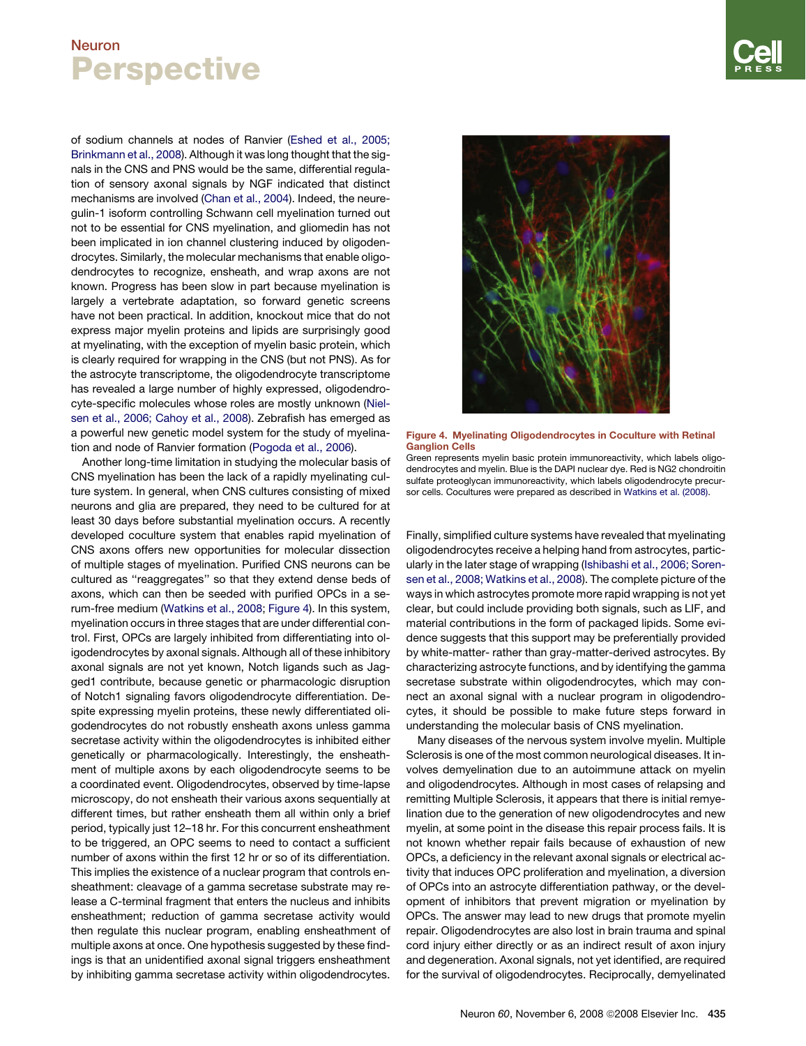of sodium channels at nodes of Ranvier (Eshed et al., 2005; Brinkmann et al., 2008). Although it was long thought that the signals in the CNS and PNS would be the same, differential regulation of sensory axonal signals by NGF indicated that distinct mechanisms are involved (Chan et al., 2004). Indeed, the neuregulin-1 isoform controlling Schwann cell myelination turned out not to be essential for CNS myelination, and gliomedin has not been implicated in ion channel clustering induced by oligodendrocytes. Similarly, the molecular mechanisms that enable oligodendrocytes to recognize, ensheath, and wrap axons are not known. Progress has been slow in part because myelination is largely a vertebrate adaptation, so forward genetic screens have not been practical. In addition, knockout mice that do not express major myelin proteins and lipids are surprisingly good at myelinating, with the exception of myelin basic protein, which is clearly required for wrapping in the CNS (but not PNS). As for the astrocyte transcriptome, the oligodendrocyte transcriptome has revealed a large number of highly expressed, oligodendrocyte-specific molecules whose roles are mostly unknown (Nielsen et al., 2006; Cahoy et al., 2008). Zebrafish has emerged as a powerful new genetic model system for the study of myelination and node of Ranvier formation (Pogoda et al., 2006).

Another long-time limitation in studying the molecular basis of CNS myelination has been the lack of a rapidly myelinating culture system. In general, when CNS cultures consisting of mixed neurons and glia are prepared, they need to be cultured for at least 30 days before substantial myelination occurs. A recently developed coculture system that enables rapid myelination of CNS axons offers new opportunities for molecular dissection of multiple stages of myelination. Purified CNS neurons can be cultured as "reaggregates" so that they extend dense beds of axons, which can then be seeded with purified OPCs in a serum-free medium (Watkins et al., 2008; Figure 4). In this system, myelination occurs in three stages that are under differential control. First, OPCs are largely inhibited from differentiating into oligodendrocytes by axonal signals. Although all of these inhibitory axonal signals are not yet known, Notch ligands such as Jagged1 contribute, because genetic or pharmacologic disruption of Notch1 signaling favors oligodendrocyte differentiation. Despite expressing myelin proteins, these newly differentiated oligodendrocytes do not robustly ensheath axons unless gamma secretase activity within the oligodendrocytes is inhibited either genetically or pharmacologically. Interestingly, the ensheathment of multiple axons by each oligodendrocyte seems to be a coordinated event. Oligodendrocytes, observed by time-lapse microscopy, do not ensheath their various axons sequentially at different times, but rather ensheath them all within only a brief period, typically just 12–18 hr. For this concurrent ensheathment to be triggered, an OPC seems to need to contact a sufficient number of axons within the first 12 hr or so of its differentiation. This implies the existence of a nuclear program that controls ensheathment: cleavage of a gamma secretase substrate may release a C-terminal fragment that enters the nucleus and inhibits ensheathment; reduction of gamma secretase activity would then regulate this nuclear program, enabling ensheathment of multiple axons at once. One hypothesis suggested by these findings is that an unidentified axonal signal triggers ensheathment by inhibiting gamma secretase activity within oligodendrocytes.

**Figure 4. Myelinating Oligodendrocytes in Coculture with Retinal Ganglion Cells**

Green represents myelin basic protein immunoreactivity, which labels oligodendrocytes and myelin. Blue is the DAPI nuclear dye. Red is NG2 chondroitin sulfate proteoglycan immunoreactivity, which labels oligodendrocyte precursor cells. Cocultures were prepared as described in Watkins et al. (2008).

Finally, simplified culture systems have revealed that myelinating oligodendrocytes receive a helping hand from astrocytes, particularly in the later stage of wrapping (Ishibashi et al., 2006; Sorensen et al., 2008; Watkins et al., 2008). The complete picture of the ways in which astrocytes promote more rapid wrapping is not yet clear, but could include providing both signals, such as LIF, and material contributions in the form of packaged lipids. Some evidence suggests that this support may be preferentially provided by white-matter- rather than gray-matter-derived astrocytes. By characterizing astrocyte functions, and by identifying the gamma secretase substrate within oligodendrocytes, which may connect an axonal signal with a nuclear program in oligodendrocytes, it should be possible to make future steps forward in understanding the molecular basis of CNS myelination.

Many diseases of the nervous system involve myelin. Multiple Sclerosis is one of the most common neurological diseases. It involves demyelination due to an autoimmune attack on myelin and oligodendrocytes. Although in most cases of relapsing and remitting Multiple Sclerosis, it appears that there is initial remyelination due to the generation of new oligodendrocytes and new myelin, at some point in the disease this repair process fails. It is not known whether repair fails because of exhaustion of new OPCs, a deficiency in the relevant axonal signals or electrical activity that induces OPC proliferation and myelination, a diversion of OPCs into an astrocyte differentiation pathway, or the development of inhibitors that prevent migration or myelination by OPCs. The answer may lead to new drugs that promote myelin repair. Oligodendrocytes are also lost in brain trauma and spinal cord injury either directly or as an indirect result of axon injury and degeneration. Axonal signals, not yet identified, are required for the survival of oligodendrocytes. Reciprocally, demyelinated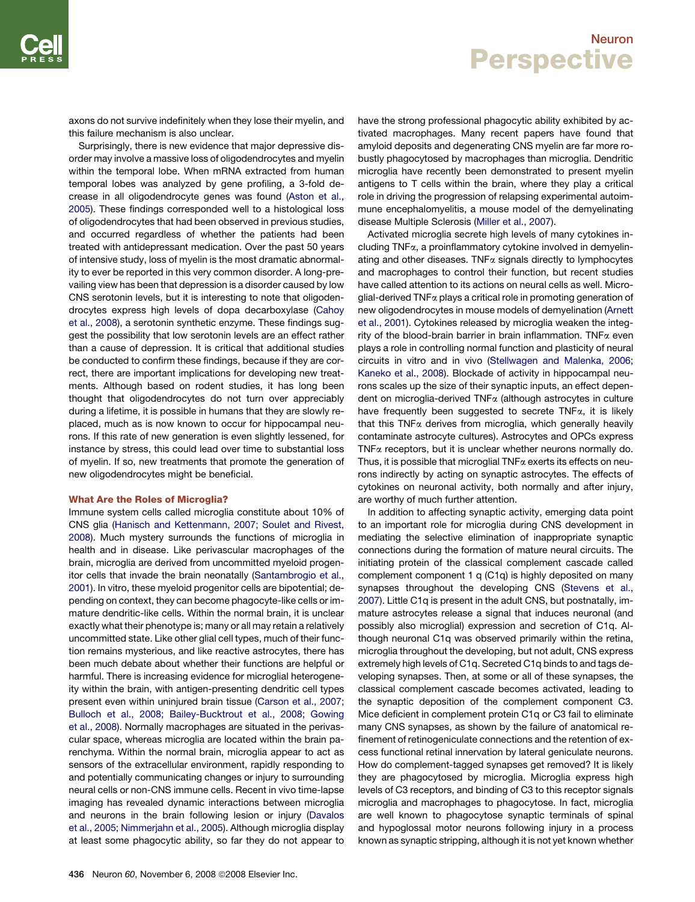axons do not survive indefinitely when they lose their myelin, and this failure mechanism is also unclear.

Surprisingly, there is new evidence that major depressive disorder may involve a massive loss of oligodendrocytes and myelin within the temporal lobe. When mRNA extracted from human temporal lobes was analyzed by gene profiling, a 3-fold decrease in all oligodendrocyte genes was found (Aston et al., 2005). These findings corresponded well to a histological loss of oligodendrocytes that had been observed in previous studies, and occurred regardless of whether the patients had been treated with antidepressant medication. Over the past 50 years of intensive study, loss of myelin is the most dramatic abnormality to ever be reported in this very common disorder. A long-prevailing view has been that depression is a disorder caused by low CNS serotonin levels, but it is interesting to note that oligodendrocytes express high levels of dopa decarboxylase (Cahoy et al., 2008), a serotonin synthetic enzyme. These findings suggest the possibility that low serotonin levels are an effect rather than a cause of depression. It is critical that additional studies be conducted to confirm these findings, because if they are correct, there are important implications for developing new treatments. Although based on rodent studies, it has long been thought that oligodendrocytes do not turn over appreciably during a lifetime, it is possible in humans that they are slowly replaced, much as is now known to occur for hippocampal neurons. If this rate of new generation is even slightly lessened, for instance by stress, this could lead over time to substantial loss of myelin. If so, new treatments that promote the generation of new oligodendrocytes might be beneficial.

### What Are the Roles of Microglia?

Immune system cells called microglia constitute about 10% of CNS glia (Hanisch and Kettenmann, 2007; Soulet and Rivest, 2008). Much mystery surrounds the functions of microglia in health and in disease. Like perivascular macrophages of the brain, microglia are derived from uncommitted myeloid progenitor cells that invade the brain neonatally (Santambrogio et al., 2001). In vitro, these myeloid progenitor cells are bipotential; depending on context, they can become phagocyte-like cells or immature dendritic-like cells. Within the normal brain, it is unclear exactly what their phenotype is; many or all may retain a relatively uncommitted state. Like other glial cell types, much of their function remains mysterious, and like reactive astrocytes, there has been much debate about whether their functions are helpful or harmful. There is increasing evidence for microglial heterogeneity within the brain, with antigen-presenting dendritic cell types present even within uninjured brain tissue (Carson et al., 2007; Bulloch et al., 2008; Bailey-Bucktrout et al., 2008; Gowing et al., 2008). Normally macrophages are situated in the perivascular space, whereas microglia are located within the brain parenchyma. Within the normal brain, microglia appear to act as sensors of the extracellular environment, rapidly responding to and potentially communicating changes or injury to surrounding neural cells or non-CNS immune cells. Recent in vivo time-lapse imaging has revealed dynamic interactions between microglia and neurons in the brain following lesion or injury (Davalos et al., 2005; Nimmerjahn et al., 2005). Although microglia display at least some phagocytic ability, so far they do not appear to have the strong professional phagocytic ability exhibited by activated macrophages. Many recent papers have found that amyloid deposits and degenerating CNS myelin are far more robustly phagocytosed by macrophages than microglia. Dendritic microglia have recently been demonstrated to present myelin antigens to T cells within the brain, where they play a critical role in driving the progression of relapsing experimental autoimmune encephalomyelitis, a mouse model of the demyelinating disease Multiple Sclerosis (Miller et al., 2007).

Activated microglia secrete high levels of many cytokines including TNFα, a proinflammatory cytokine involved in demyelinating and other diseases. TNFα signals directly to lymphocytes and macrophages to control their function, but recent studies have called attention to its actions on neural cells as well. Microglial-derived TNFα plays a critical role in promoting generation of new oligodendrocytes in mouse models of demyelination (Arnett et al., 2001). Cytokines released by microglia weaken the integrity of the blood-brain barrier in brain inflammation. TNFα even plays a role in controlling normal function and plasticity of neural circuits in vitro and in vivo (Stellwagen and Malenka, 2006; Kaneko et al., 2008). Blockade of activity in hippocampal neurons scales up the size of their synaptic inputs, an effect dependent on microglia-derived TNFα (although astrocytes in culture have frequently been suggested to secrete TNFα, it is likely that this TNFα derives from microglia, which generally heavily contaminate astrocyte cultures). Astrocytes and OPCs express TNFα receptors, but it is unclear whether neurons normally do. Thus, it is possible that microglial TNFα exerts its effects on neurons indirectly by acting on synaptic astrocytes. The effects of cytokines on neuronal activity, both normally and after injury, are worthy of much further attention.

In addition to affecting synaptic activity, emerging data point to an important role for microglia during CNS development in mediating the selective elimination of inappropriate synaptic connections during the formation of mature neural circuits. The initiating protein of the classical complement cascade called complement component 1 q (C1q) is highly deposited on many synapses throughout the developing CNS (Stevens et al., 2007). Little C1q is present in the adult CNS, but postnatally, immature astrocytes release a signal that induces neuronal (and possibly also microglial) expression and secretion of C1q. Although neuronal C1q was observed primarily within the retina, microglia throughout the developing, but not adult, CNS express extremely high levels of C1q. Secreted C1q binds to and tags developing synapses. Then, at some or all of these synapses, the classical complement cascade becomes activated, leading to the synaptic deposition of the complement component C3. Mice deficient in complement protein C1q or C3 fail to eliminate many CNS synapses, as shown by the failure of anatomical refinement of retinogeniculate connections and the retention of excess functional retinal innervation by lateral geniculate neurons. How do complement-tagged synapses get removed? It is likely they are phagocytosed by microglia. Microglia express high levels of C3 receptors, and binding of C3 to this receptor signals microglia and macrophages to phagocytose. In fact, microglia are well known to phagocytose synaptic terminals of spinal and hypoglossal motor neurons following injury in a process known as synaptic stripping, although it is not yet known whether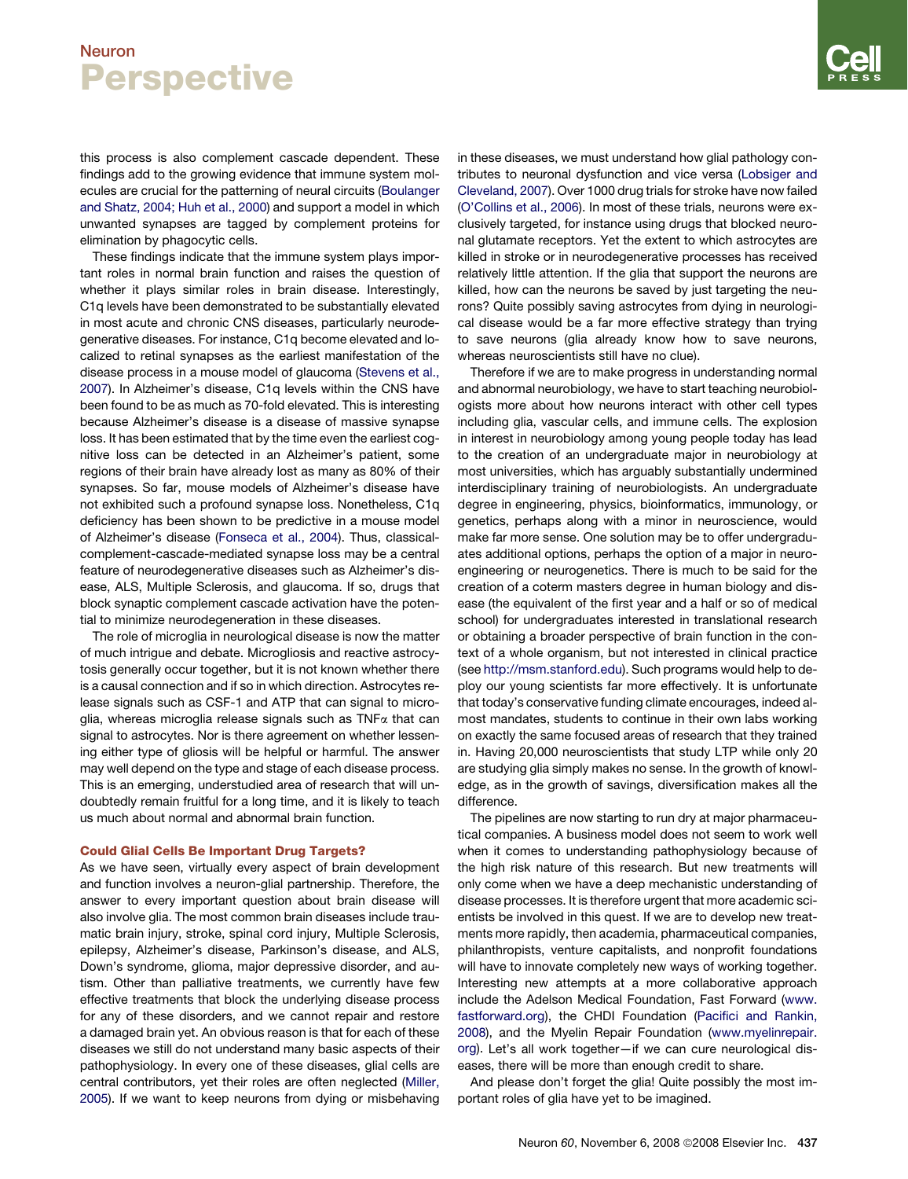this process is also complement cascade dependent. These findings add to the growing evidence that immune system molecules are crucial for the patterning of neural circuits (Boulanger and Shatz, 2004; Huh et al., 2000) and support a model in which unwanted synapses are tagged by complement proteins for elimination by phagocytic cells.

These findings indicate that the immune system plays important roles in normal brain function and raises the question of whether it plays similar roles in brain disease. Interestingly, C1q levels have been demonstrated to be substantially elevated in most acute and chronic CNS diseases, particularly neurodegenerative diseases. For instance, C1q become elevated and localized to retinal synapses as the earliest manifestation of the disease process in a mouse model of glaucoma (Stevens et al., 2007). In Alzheimer's disease, C1q levels within the CNS have been found to be as much as 70-fold elevated. This is interesting because Alzheimer's disease is a disease of massive synapse loss. It has been estimated that by the time even the earliest cognitive loss can be detected in an Alzheimer's patient, some regions of their brain have already lost as many as 80% of their synapses. So far, mouse models of Alzheimer's disease have not exhibited such a profound synapse loss. Nonetheless, C1q deficiency has been shown to be predictive in a mouse model of Alzheimer's disease (Fonseca et al., 2004). Thus, classical-complement-cascade-mediated synapse loss may be a central feature of neurodegenerative diseases such as Alzheimer's disease, ALS, Multiple Sclerosis, and glaucoma. If so, drugs that block synaptic complement cascade activation have the potential to minimize neurodegeneration in these diseases.

The role of microglia in neurological disease is now the matter of much intrigue and debate. Microgliosis and reactive astrocytosis generally occur together, but it is not known whether there is a causal connection and if so in which direction. Astrocytes release signals such as CSF-1 and ATP that can signal to microglia, whereas microglia release signals such as TNFα that can signal to astrocytes. Nor is there agreement on whether lessening either type of gliosis will be helpful or harmful. The answer may well depend on the type and stage of each disease process. This is an emerging, understudied area of research that will undoubtedly remain fruitful for a long time, and it is likely to teach us much about normal and abnormal brain function.

## Could Glial Cells Be Important Drug Targets?

As we have seen, virtually every aspect of brain development and function involves a neuron-glial partnership. Therefore, the answer to every important question about brain disease will also involve glia. The most common brain diseases include traumatic brain injury, stroke, spinal cord injury, Multiple Sclerosis, epilepsy, Alzheimer's disease, Parkinson's disease, and ALS, Down's syndrome, glioma, major depressive disorder, and autism. Other than palliative treatments, we currently have few effective treatments that block the underlying disease process for any of these disorders, and we cannot repair and restore a damaged brain yet. An obvious reason is that for each of these diseases we still do not understand many basic aspects of their pathophysiology. In every one of these diseases, glial cells are central contributors, yet their roles are often neglected (Miller, 2005). If we want to keep neurons from dying or misbehaving in these diseases, we must understand how glial pathology contributes to neuronal dysfunction and vice versa (Lobsiger and Cleveland, 2007). Over 1000 drug trials for stroke have now failed (O'Collins et al., 2006). In most of these trials, neurons were exclusively targeted, for instance using drugs that blocked neuronal glutamate receptors. Yet the extent to which astrocytes are killed in stroke or in neurodegenerative processes has received relatively little attention. If the glia that support the neurons are killed, how can the neurons be saved by just targeting the neurons? Quite possibly saving astrocytes from dying in neurological disease would be a far more effective strategy than trying to save neurons (glia already know how to save neurons, whereas neuroscientists still have no clue).

Therefore if we are to make progress in understanding normal and abnormal neurobiology, we have to start teaching neurobiologists more about how neurons interact with other cell types including glia, vascular cells, and immune cells. The explosion in interest in neurobiology among young people today has lead to the creation of an undergraduate major in neurobiology at most universities, which has arguably substantially undermined interdisciplinary training of neurobiologists. An undergraduate degree in engineering, physics, bioinformatics, immunology, or genetics, perhaps along with a minor in neuroscience, would make far more sense. One solution may be to offer undergraduates additional options, perhaps the option of a major in neuroengineering or neurogenetics. There is much to be said for the creation of a coterm masters degree in human biology and disease (the equivalent of the first year and a half or so of medical school) for undergraduates interested in translational research or obtaining a broader perspective of brain function in the context of a whole organism, but not interested in clinical practice (see http://msm.stanford.edu). Such programs would help to deploy our young scientists far more effectively. It is unfortunate that today's conservative funding climate encourages, indeed almost mandates, students to continue in their own labs working on exactly the same focused areas of research that they trained in. Having 20,000 neuroscientists that study LTP while only 20 are studying glia simply makes no sense. In the growth of knowledge, as in the growth of savings, diversification makes all the difference.

The pipelines are now starting to run dry at major pharmaceutical companies. A business model does not seem to work well when it comes to understanding pathophysiology because of the high risk nature of this research. But new treatments will only come when we have a deep mechanistic understanding of disease processes. It is therefore urgent that more academic scientists be involved in this quest. If we are to develop new treatments more rapidly, then academia, pharmaceutical companies, philanthropists, venture capitalists, and nonprofit foundations will have to innovate completely new ways of working together. Interesting new attempts at a more collaborative approach include the Adelson Medical Foundation, Fast Forward (www.fastforward.org), the CHDI Foundation (Pacifici and Rankin, 2008), and the Myelin Repair Foundation (www.myelinrepair.org). Let's all work together—if we can cure neurological diseases, there will be more than enough credit to share.

And please don't forget the glia! Quite possibly the most important roles of glia have yet to be imagined.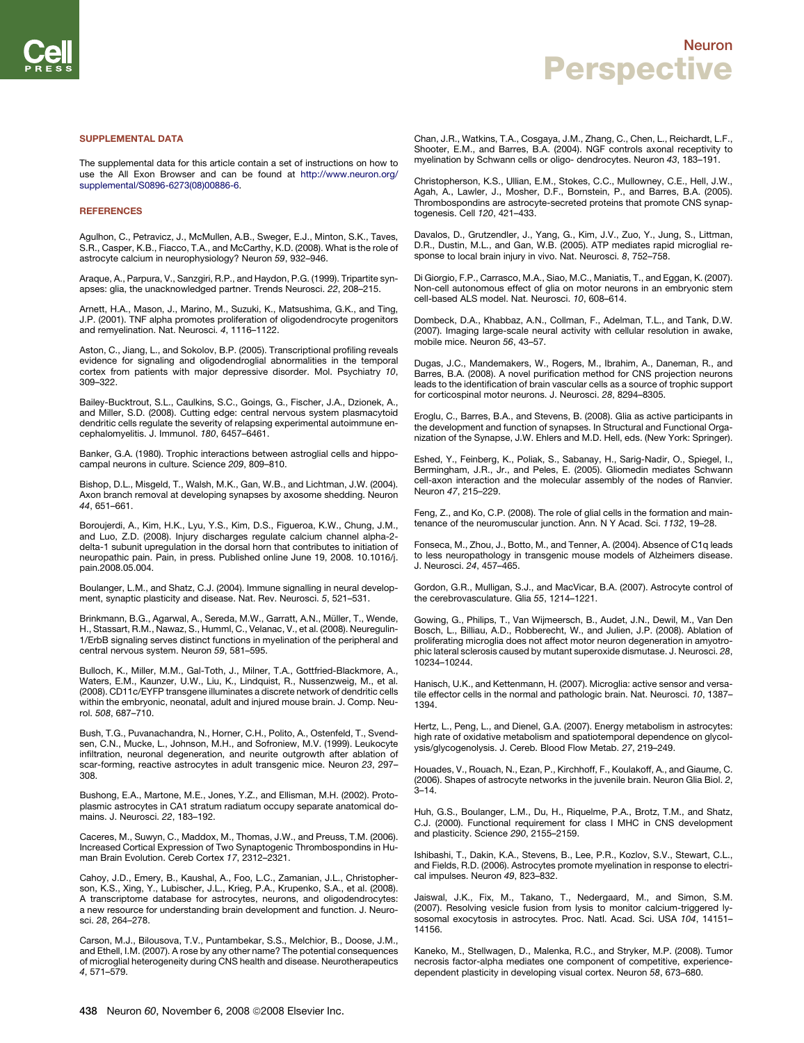## SUPPLEMENTAL DATA

The supplemental data for this article contain a set of instructions on how to use the All Exon Browser and can be found at http://www.neuron.org/supplemental/S0896-6273(08)00886-6.

## REFERENCES

Agulhon, C., Petravicz, J., McMullen, A.B., Sweger, E.J., Minton, S.K., Taves, S.R., Casper, K.B., Fiacco, T.A., and McCarthy, K.D. (2008). What is the role of astrocyte calcium in neurophysiology? Neuron *59*, 932–946.

Araque, A., Parpura, V., Sanzgiri, R.P., and Haydon, P.G. (1999). Tripartite synapses: glia, the unacknowledged partner. Trends Neurosci. *22*, 208–215.

Arnett, H.A., Mason, J., Marino, M., Suzuki, K., Matsushima, G.K., and Ting, J.P. (2001). TNF alpha promotes proliferation of oligodendrocyte progenitors and remyelination. Nat. Neurosci. *4*, 1116–1122.

Aston, C., Jiang, L., and Sokolov, B.P. (2005). Transcriptional profiling reveals evidence for signaling and oligodendroglial abnormalities in the temporal cortex from patients with major depressive disorder. Mol. Psychiatry *10*, 309–322.

Bailey-Bucktrout, S.L., Caulkins, S.C., Goings, G., Fischer, J.A., Dzionek, A., and Miller, S.D. (2008). Cutting edge: central nervous system plasmacytoid dendritic cells regulate the severity of relapsing experimental autoimmune encephalomyelitis. J. Immunol. *180*, 6457–6461.

Banker, G.A. (1980). Trophic interactions between astroglial cells and hippocampal neurons in culture. Science *209*, 809–810.

Bishop, D.L., Misgeld, T., Walsh, M.K., Gan, W.B., and Lichtman, J.W. (2004). Axon branch removal at developing synapses by axosome shedding. Neuron *44*, 651–661.

Boroujerdi, A., Kim, H.K., Lyu, Y.S., Kim, D.S., Figueroa, K.W., Chung, J.M., and Luo, Z.D. (2008). Injury discharges regulate calcium channel alpha-2-delta-1 subunit upregulation in the dorsal horn that contributes to initiation of neuropathic pain. Pain, in press. Published online June 19, 2008. 10.1016/j.pain.2008.05.004.

Boulanger, L.M., and Shatz, C.J. (2004). Immune signalling in neural development, synaptic plasticity and disease. Nat. Rev. Neurosci. *5*, 521–531.

Brinkmann, B.G., Agarwal, A., Sereda, M.W., Garratt, A.N., Müller, T., Wende, H., Stassart, R.M., Nawaz, S., Humml, C., Velanac, V., et al. (2008). Neuregulin-1/ErbB signaling serves distinct functions in myelination of the peripheral and central nervous system. Neuron *59*, 581–595.

Bulloch, K., Miller, M.M., Gal-Toth, J., Milner, T.A., Gottfried-Blackmore, A., Waters, E.M., Kaunzer, U.W., Liu, K., Lindquist, R., Nussenzweig, M., et al. (2008). CD11c/EYFP transgene illuminates a discrete network of dendritic cells within the embryonic, neonatal, adult and injured mouse brain. J. Comp. Neurol. *508*, 687–710.

Bush, T.G., Puvanachandra, N., Horner, C.H., Polito, A., Ostenfeld, T., Svendsen, C.N., Mucke, L., Johnson, M.H., and Sofroniew, M.V. (1999). Leukocyte infiltration, neuronal degeneration, and neurite outgrowth after ablation of scar-forming, reactive astrocytes in adult transgenic mice. Neuron *23*, 297–308.

Bushong, E.A., Martone, M.E., Jones, Y.Z., and Ellisman, M.H. (2002). Protoplasmic astrocytes in CA1 stratum radiatum occupy separate anatomical domains. J. Neurosci. *22*, 183–192.

Caceres, M., Suwyn, C., Maddox, M., Thomas, J.W., and Preuss, T.M. (2006). Increased Cortical Expression of Two Synaptogenic Thrombospondins in Human Brain Evolution. Cereb Cortex *17*, 2312–2321.

Cahoy, J.D., Emery, B., Kaushal, A., Foo, L.C., Zamanian, J.L., Christopherson, K.S., Xing, Y., Lubischer, J.L., Krieg, P.A., Krupenko, S.A., et al. (2008). A transcriptome database for astrocytes, neurons, and oligodendrocytes: a new resource for understanding brain development and function. J. Neurosci. *28*, 264–278.

Carson, M.J., Bilousova, T.V., Puntambekar, S.S., Melchior, B., Doose, J.M., and Ethell, I.M. (2007). A rose by any other name? The potential consequences of microglial heterogeneity during CNS health and disease. Neurotherapeutics *4*, 571–579.

Chan, J.R., Watkins, T.A., Cosgaya, J.M., Zhang, C., Chen, L., Reichardt, L.F., Shooter, E.M., and Barres, B.A. (2004). NGF controls axonal receptivity to myelination by Schwann cells or oligo- dendrocytes. Neuron *43*, 183–191.

Christopherson, K.S., Ullian, E.M., Stokes, C.C., Mullowney, C.E., Hell, J.W., Agah, A., Lawler, J., Mosher, D.F., Bornstein, P., and Barres, B.A. (2005). Thrombospondins are astrocyte-secreted proteins that promote CNS synaptogenesis. Cell *120*, 421–433.

Davalos, D., Grutzendler, J., Yang, G., Kim, J.V., Zuo, Y., Jung, S., Littman, D.R., Dustin, M.L., and Gan, W.B. (2005). ATP mediates rapid microglial response to local brain injury in vivo. Nat. Neurosci. *8*, 752–758.

Di Giorgio, F.P., Carrasco, M.A., Siao, M.C., Maniatis, T., and Eggan, K. (2007). Non-cell autonomous effect of glia on motor neurons in an embryonic stem cell-based ALS model. Nat. Neurosci. *10*, 608–614.

Dombeck, D.A., Khabbaz, A.N., Collman, F., Adelman, T.L., and Tank, D.W. (2007). Imaging large-scale neural activity with cellular resolution in awake, mobile mice. Neuron *56*, 43–57.

Dugas, J.C., Mandemakers, W., Rogers, M., Ibrahim, A., Daneman, R., and Barres, B.A. (2008). A novel purification method for CNS projection neurons leads to the identification of brain vascular cells as a source of trophic support for corticospinal motor neurons. J. Neurosci. *28*, 8294–8305.

Eroglu, C., Barres, B.A., and Stevens, B. (2008). Glia as active participants in the development and function of synapses. In Structural and Functional Organization of the Synapse, J.W. Ehlers and M.D. Hell, eds. (New York: Springer).

Eshed, Y., Feinberg, K., Poliak, S., Sabanay, H., Sarig-Nadir, O., Spiegel, I., Bermingham, J.R., Jr., and Peles, E. (2005). Gliomedin mediates Schwann cell-axon interaction and the molecular assembly of the nodes of Ranvier. Neuron *47*, 215–229.

Feng, Z., and Ko, C.P. (2008). The role of glial cells in the formation and maintenance of the neuromuscular junction. Ann. N Y Acad. Sci. *1132*, 19–28.

Fonseca, M., Zhou, J., Botto, M., and Tenner, A. (2004). Absence of C1q leads to less neuropathology in transgenic mouse models of Alzheimers disease. J. Neurosci. *24*, 457–465.

Gordon, G.R., Mulligan, S.J., and MacVicar, B.A. (2007). Astrocyte control of the cerebrovasculature. Glia *55*, 1214–1221.

Gowing, G., Philips, T., Van Wijmeersch, B., Audet, J.N., Dewil, M., Van Den Bosch, L., Billiau, A.D., Robberecht, W., and Julien, J.P. (2008). Ablation of proliferating microglia does not affect motor neuron degeneration in amyotrophic lateral sclerosis caused by mutant superoxide dismutase. J. Neurosci. *28*, 10234–10244.

Hanisch, U.K., and Kettenmann, H. (2007). Microglia: active sensor and versatile effector cells in the normal and pathologic brain. Nat. Neurosci. *10*, 1387–1394.

Hertz, L., Peng, L., and Dienel, G.A. (2007). Energy metabolism in astrocytes: high rate of oxidative metabolism and spatiotemporal dependence on glycolysis/glycogenolysis. J. Cereb. Blood Flow Metab. *27*, 219–249.

Houades, V., Rouach, N., Ezan, P., Kirchhoff, F., Koulakoff, A., and Giaume, C. (2006). Shapes of astrocyte networks in the juvenile brain. Neuron Glia Biol. *2*, 3–14.

Huh, G.S., Boulanger, L.M., Du, H., Riquelme, P.A., Brotz, T.M., and Shatz, C.J. (2000). Functional requirement for class I MHC in CNS development and plasticity. Science *290*, 2155–2159.

Ishibashi, T., Dakin, K.A., Stevens, B., Lee, P.R., Kozlov, S.V., Stewart, C.L., and Fields, R.D. (2006). Astrocytes promote myelination in response to electrical impulses. Neuron *49*, 823–832.

Jaiswal, J.K., Fix, M., Takano, T., Nedergaard, M., and Simon, S.M. (2007). Resolving vesicle fusion from lysis to monitor calcium-triggered lysosomal exocytosis in astrocytes. Proc. Natl. Acad. Sci. USA *104*, 14151–14156.

Kaneko, M., Stellwagen, D., Malenka, R.C., and Stryker, M.P. (2008). Tumor necrosis factor-alpha mediates one component of competitive, experience-dependent plasticity in developing visual cortex. Neuron *58*, 673–680.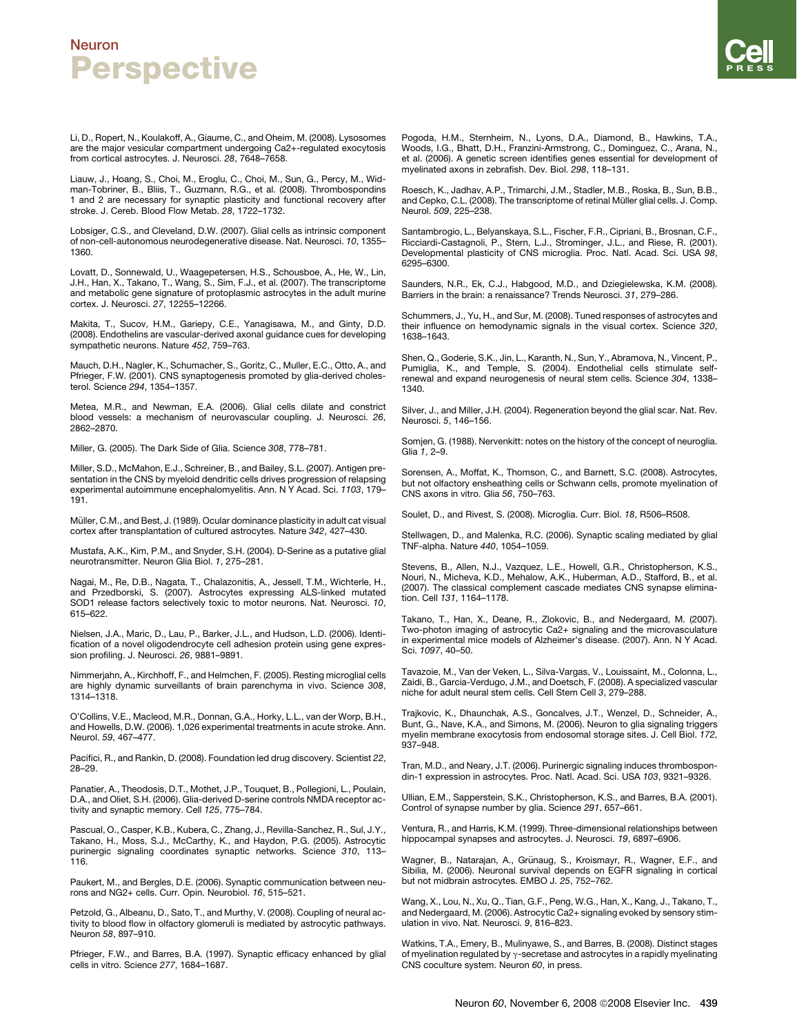Li, D., Ropert, N., Koulakoff, A., Giaume, C., and Oheim, M. (2008). Lysosomes are the major vesicular compartment undergoing Ca2+-regulated exocytosis from cortical astrocytes. J. Neurosci. *28*, 7648–7658.

Liauw, J., Hoang, S., Choi, M., Eroglu, C., Choi, M., Sun, G., Percy, M., Wildman-Tobriner, B., Bliis, T., Guzmann, R.G., et al. (2008). Thrombospondins 1 and 2 are necessary for synaptic plasticity and functional recovery after stroke. J. Cereb. Blood Flow Metab. *28*, 1722–1732.

Lobsiger, C.S., and Cleveland, D.W. (2007). Glial cells as intrinsic component of non-cell-autonomous neurodegenerative disease. Nat. Neurosci. *10*, 1355–1360.

Lovatt, D., Sonnewald, U., Waagepetersen, H.S., Schousboe, A., He, W., Lin, J.H., Han, X., Takano, T., Wang, S., Sim, F.J., et al. (2007). The transcriptome and metabolic gene signature of protoplasmic astrocytes in the adult murine cortex. J. Neurosci. *27*, 12255–12266.

Makita, T., Sucov, H.M., Gariepy, C.E., Yanagisawa, M., and Ginty, D.D. (2008). Endothelins are vascular-derived axonal guidance cues for developing sympathetic neurons. Nature *452*, 759–763.

Mauch, D.H., Nagler, K., Schumacher, S., Goritz, C., Muller, E.C., Otto, A., and Pfrieger, F.W. (2001). CNS synaptogenesis promoted by glia-derived cholesterol. Science *294*, 1354–1357.

Metea, M.R., and Newman, E.A. (2006). Glial cells dilate and constrict blood vessels: a mechanism of neurovascular coupling. J. Neurosci. *26*, 2862–2870.

Miller, G. (2005). The Dark Side of Glia. Science *308*, 778–781.

Miller, S.D., McMahon, E.J., Schreiner, B., and Bailey, S.L. (2007). Antigen presentation in the CNS by myeloid dendritic cells drives progression of relapsing experimental autoimmune encephalomyelitis. Ann. N Y Acad. Sci. *1103*, 179–191.

Müller, C.M., and Best, J. (1989). Ocular dominance plasticity in adult cat visual cortex after transplantation of cultured astrocytes. Nature *342*, 427–430.

Mustafa, A.K., Kim, P.M., and Snyder, S.H. (2004). D-Serine as a putative glial neurotransmitter. Neuron Glia Biol. *1*, 275–281.

Nagai, M., Re, D.B., Nagata, T., Chalazonitis, A., Jessell, T.M., Wichterle, H., and Przedborski, S. (2007). Astrocytes expressing ALS-linked mutated SOD1 release factors selectively toxic to motor neurons. Nat. Neurosci. *10*, 615–622.

Nielsen, J.A., Maric, D., Lau, P., Barker, J.L., and Hudson, L.D. (2006). Identification of a novel oligodendrocyte cell adhesion protein using gene expression profiling. J. Neurosci. *26*, 9881–9891.

Nimmerjahn, A., Kirchhoff, F., and Helmchen, F. (2005). Resting microglial cells are highly dynamic surveillants of brain parenchyma in vivo. Science *308*, 1314–1318.

O'Collins, V.E., Macleod, M.R., Donnan, G.A., Horky, L.L., van der Worp, B.H., and Howells, D.W. (2006). 1,026 experimental treatments in acute stroke. Ann. Neurol. *59*, 467–477.

Pacifici, R., and Rankin, D. (2008). Foundation led drug discovery. Scientist *22*, 28–29.

Panatier, A., Theodosis, D.T., Mothet, J.P., Touquet, B., Pollegioni, L., Poulain, D.A., and Oliet, S.H. (2006). Glia-derived D-serine controls NMDA receptor activity and synaptic memory. Cell *125*, 775–784.

Pascual, O., Casper, K.B., Kubera, C., Zhang, J., Revilla-Sanchez, R., Sul, J.Y., Takano, H., Moss, S.J., McCarthy, K., and Haydon, P.G. (2005). Astrocytic purinergic signaling coordinates synaptic networks. Science *310*, 113–116.

Paukert, M., and Bergles, D.E. (2006). Synaptic communication between neurons and NG2+ cells. Curr. Opin. Neurobiol. *16*, 515–521.

Petzold, G., Albeanu, D., Sato, T., and Murthy, V. (2008). Coupling of neural activity to blood flow in olfactory glomeruli is mediated by astrocytic pathways. Neuron *58*, 897–910.

Pfrieger, F.W., and Barres, B.A. (1997). Synaptic efficacy enhanced by glial cells in vitro. Science *277*, 1684–1687.

Pogoda, H.M., Sternheim, N., Lyons, D.A., Diamond, B., Hawkins, T.A., Woods, I.G., Bhatt, D.H., Franzini-Armstrong, C., Dominguez, C., Arana, N., et al. (2006). A genetic screen identifies genes essential for development of myelinated axons in zebrafish. Dev. Biol. *298*, 118–131.

Roesch, K., Jadhav, A.P., Trimarchi, J.M., Stadler, M.B., Roska, B., Sun, B.B., and Cepko, C.L. (2008). The transcriptome of retinal Müller glial cells. J. Comp. Neurol. *509*, 225–238.

Santambrogio, L., Belyanskaya, S.L., Fischer, F.R., Cipriani, B., Brosnan, C.F., Ricciardi-Castagnoli, P., Stern, L.J., Strominger, J.L., and Riese, R. (2001). Developmental plasticity of CNS microglia. Proc. Natl. Acad. Sci. USA *98*, 6295–6300.

Saunders, N.R., Ek, C.J., Habgood, M.D., and Dziegielewska, K.M. (2008). Barriers in the brain: a renaissance? Trends Neurosci. *31*, 279–286.

Schummers, J., Yu, H., and Sur, M. (2008). Tuned responses of astrocytes and their influence on hemodynamic signals in the visual cortex. Science *320*, 1638–1643.

Shen, Q., Goderie, S.K., Jin, L., Karanth, N., Sun, Y., Abramova, N., Vincent, P., Pumiglia, K., and Temple, S. (2004). Endothelial cells stimulate self-renewal and expand neurogenesis of neural stem cells. Science *304*, 1338–1340.

Silver, J., and Miller, J.H. (2004). Regeneration beyond the glial scar. Nat. Rev. Neurosci. *5*, 146–156.

Somjen, G. (1988). Nervenkitt: notes on the history of the concept of neuroglia. Glia *1*, 2–9.

Sorensen, A., Moffat, K., Thomson, C., and Barnett, S.C. (2008). Astrocytes, but not olfactory ensheathing cells or Schwann cells, promote myelination of CNS axons in vitro. Glia *56*, 750–763.

Soulet, D., and Rivest, S. (2008). Microglia. Curr. Biol. *18*, R506–R508.

Stellwagen, D., and Malenka, R.C. (2006). Synaptic scaling mediated by glial TNF-alpha. Nature *440*, 1054–1059.

Stevens, B., Allen, N.J., Vazquez, L.E., Howell, G.R., Christopherson, K.S., Nouri, N., Micheva, K.D., Mehalow, A.K., Huberman, A.D., Stafford, B., et al. (2007). The classical complement cascade mediates CNS synapse elimination. Cell *131*, 1164–1178.

Takano, T., Han, X., Deane, R., Zlokovic, B., and Nedergaard, M. (2007). Two-photon imaging of astrocytic Ca2+ signaling and the microvasculature in experimental mice models of Alzheimer's disease. (2007). Ann. N Y Acad. Sci. *1097*, 40–50.

Tavazoie, M., Van der Veken, L., Silva-Vargas, V., Louissaint, M., Colonna, L., Zaidi, B., Garcia-Verdugo, J.M., and Doetsch, F. (2008). A specialized vascular niche for adult neural stem cells. Cell Stem Cell *3*, 279–288.

Trajkovic, K., Dhaunchak, A.S., Goncalves, J.T., Wenzel, D., Schneider, A., Bunt, G., Nave, K.A., and Simons, M. (2006). Neuron to glia signaling triggers myelin membrane exocytosis from endosomal storage sites. J. Cell Biol. *172*, 937–948.

Tran, M.D., and Neary, J.T. (2006). Purinergic signaling induces thrombospondin-1 expression in astrocytes. Proc. Natl. Acad. Sci. USA *103*, 9321–9326.

Ullian, E.M., Sapperstein, S.K., Christopherson, K.S., and Barres, B.A. (2001). Control of synapse number by glia. Science *291*, 657–661.

Ventura, R., and Harris, K.M. (1999). Three-dimensional relationships between hippocampal synapses and astrocytes. J. Neurosci. *19*, 6897–6906.

Wagner, B., Natarajan, A., Grünaug, S., Kroismayr, R., Wagner, E.F., and Sibilia, M. (2006). Neuronal survival depends on EGFR signaling in cortical but not midbrain astrocytes. EMBO J. *25*, 752–762.

Wang, X., Lou, N., Xu, Q., Tian, G.F., Peng, W.G., Han, X., Kang, J., Takano, T., and Nedergaard, M. (2006). Astrocytic Ca2+ signaling evoked by sensory stimulation in vivo. Nat. Neurosci. *9*, 816–823.

Watkins, T.A., Emery, B., Mulinyawe, S., and Barres, B. (2008). Distinct stages of myelination regulated by $\gamma$-secretase and astrocytes in a rapidly myelinating CNS coculture system. Neuron *60*, in press.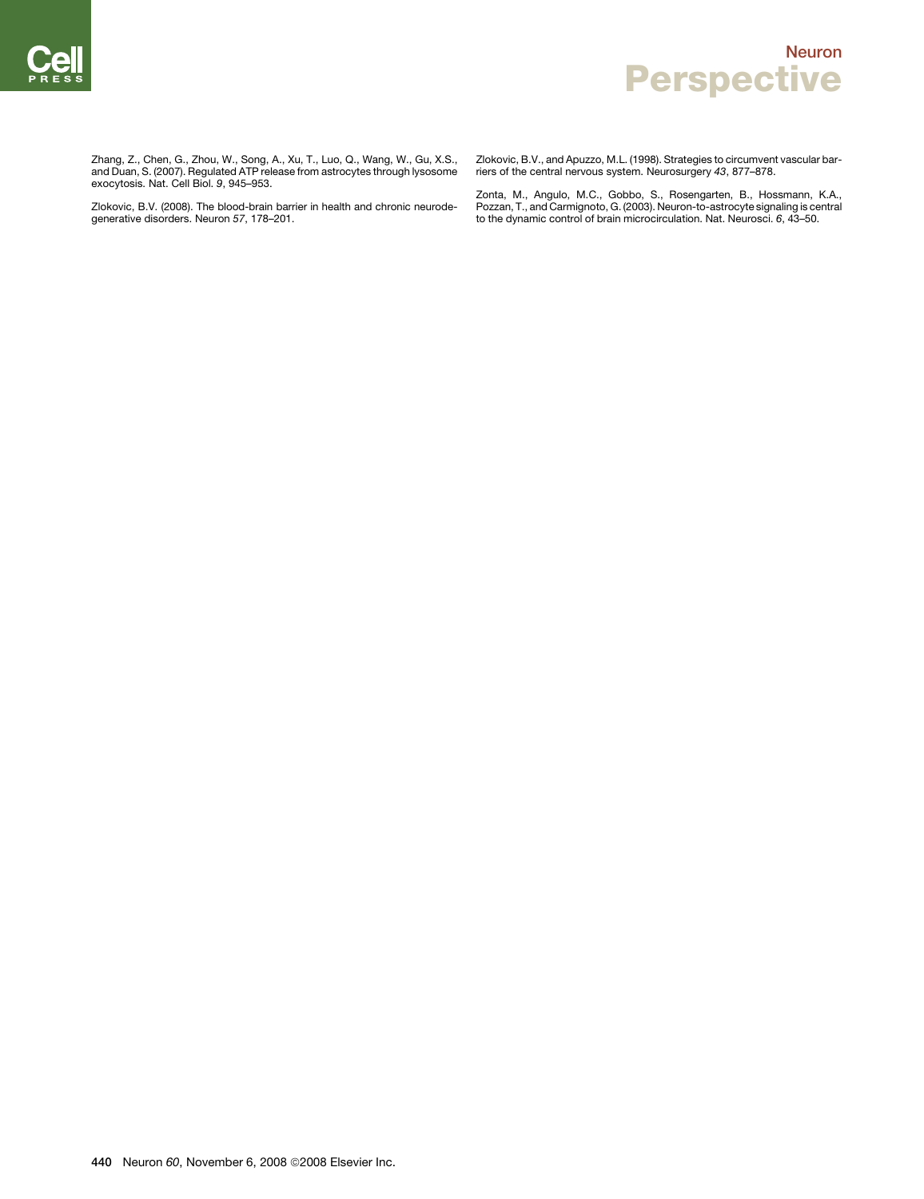Zhang, Z., Chen, G., Zhou, W., Song, A., Xu, T., Luo, Q., Wang, W., Gu, X.S., and Duan, S. (2007). Regulated ATP release from astrocytes through lysosome exocytosis. Nat. Cell Biol. *9*, 945–953.

Zlokovic, B.V. (2008). The blood-brain barrier in health and chronic neurodegenerative disorders. Neuron *57*, 178–201.

Zlokovic, B.V., and Apuzzo, M.L. (1998). Strategies to circumvent vascular barriers of the central nervous system. Neurosurgery *43*, 877–878.

Zonta, M., Angulo, M.C., Gobbo, S., Rosengarten, B., Hossmann, K.A., Pozzan, T., and Carmignoto, G. (2003). Neuron-to-astrocyte signaling is central to the dynamic control of brain microcirculation. Nat. Neurosci. *6*, 43–50.